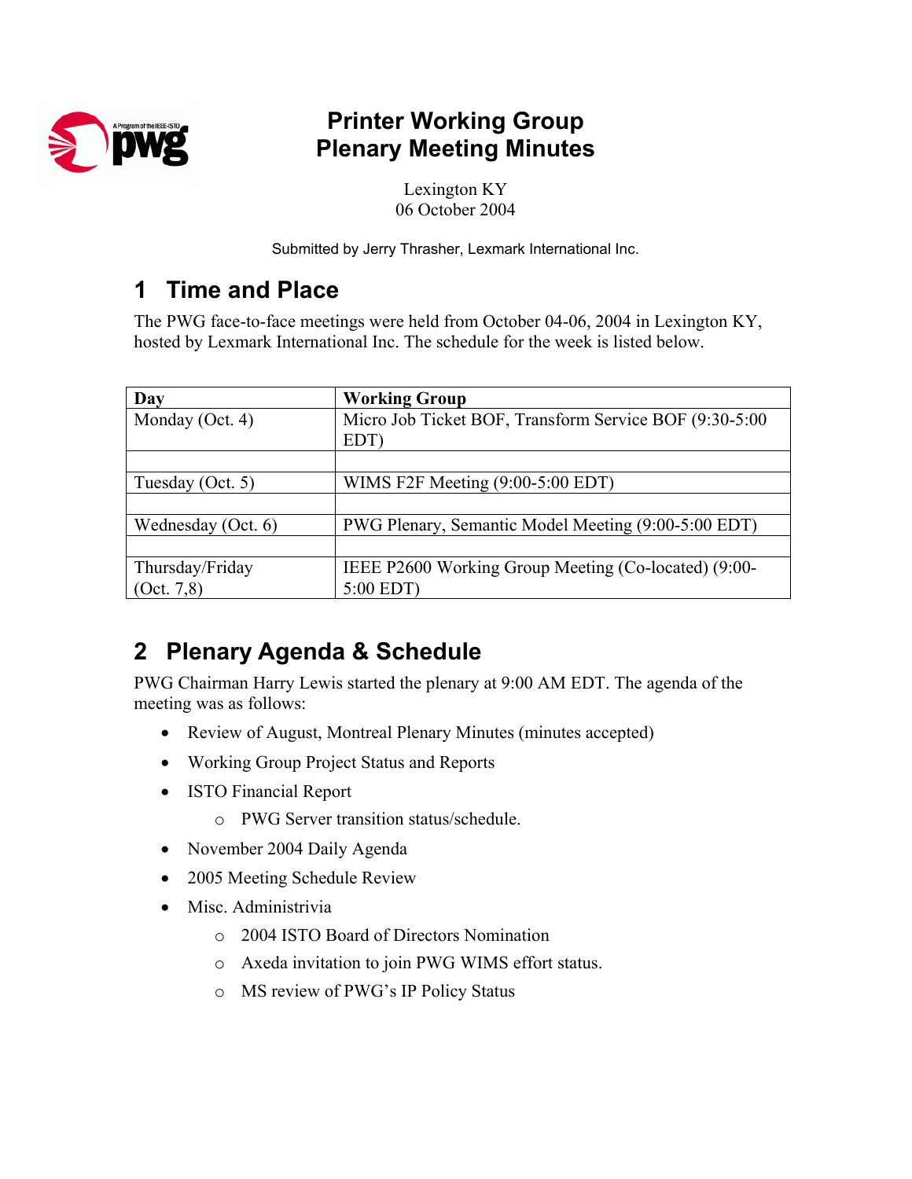# Printer Working Group
# Plenary Meeting Minutes

Lexington KY
06 October 2004

Submitted by Jerry Thrasher, Lexmark International Inc.

## 1 Time and Place

The PWG face-to-face meetings were held from October 04-06, 2004 in Lexington KY, hosted by Lexmark International Inc. The schedule for the week is listed below.

| Day | Working Group |
|---|---|
| Monday (Oct. 4) | Micro Job Ticket BOF, Transform Service BOF (9:30-5:00 EDT) |
| | |
| Tuesday (Oct. 5) | WIMS F2F Meeting (9:00-5:00 EDT) |
| | |
| Wednesday (Oct. 6) | PWG Plenary, Semantic Model Meeting (9:00-5:00 EDT) |
| | |
| Thursday/Friday (Oct. 7,8) | IEEE P2600 Working Group Meeting (Co-located) (9:00-5:00 EDT) |

## 2 Plenary Agenda & Schedule

PWG Chairman Harry Lewis started the plenary at 9:00 AM EDT. The agenda of the meeting was as follows:

- Review of August, Montreal Plenary Minutes (minutes accepted)
- Working Group Project Status and Reports
- ISTO Financial Report
  - PWG Server transition status/schedule.
- November 2004 Daily Agenda
- 2005 Meeting Schedule Review
- Misc. Administrivia
  - 2004 ISTO Board of Directors Nomination
  - Axeda invitation to join PWG WIMS effort status.
  - MS review of PWG's IP Policy Status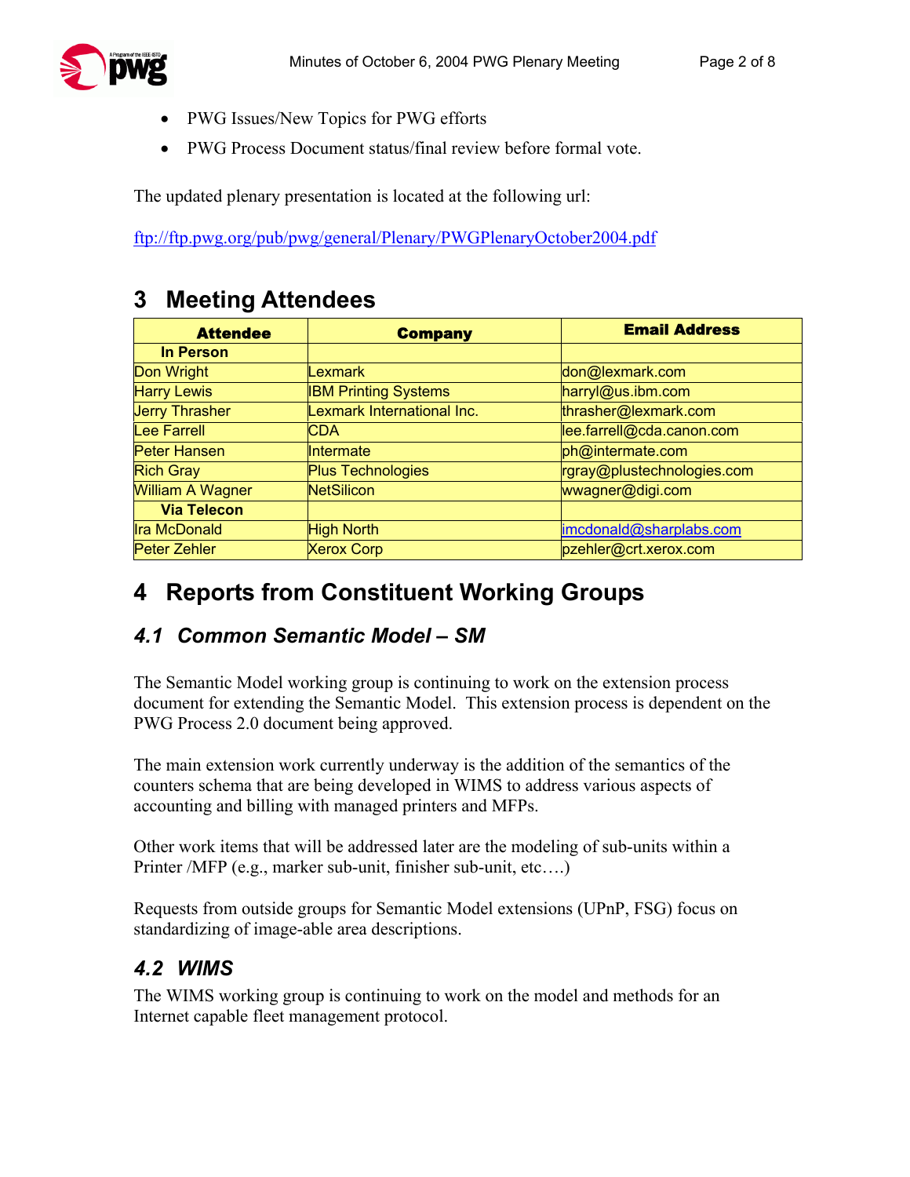- PWG Issues/New Topics for PWG efforts
- PWG Process Document status/final review before formal vote.

The updated plenary presentation is located at the following url:

ftp://ftp.pwg.org/pub/pwg/general/Plenary/PWGPlenaryOctober2004.pdf

# 3 Meeting Attendees

| Attendee | Company | Email Address |
|---|---|---|
| **In Person** | | |
| Don Wright | Lexmark | don@lexmark.com |
| Harry Lewis | IBM Printing Systems | harryl@us.ibm.com |
| Jerry Thrasher | Lexmark International Inc. | thrasher@lexmark.com |
| Lee Farrell | CDA | lee.farrell@cda.canon.com |
| Peter Hansen | Intermate | ph@intermate.com |
| Rich Gray | Plus Technologies | rgray@plustechnologies.com |
| William A Wagner | NetSilicon | wwagner@digi.com |
| **Via Telecon** | | |
| Ira McDonald | High North | imcdonald@sharplabs.com |
| Peter Zehler | Xerox Corp | pzehler@crt.xerox.com |

# 4 Reports from Constituent Working Groups

## *4.1 Common Semantic Model – SM*

The Semantic Model working group is continuing to work on the extension process document for extending the Semantic Model. This extension process is dependent on the PWG Process 2.0 document being approved.

The main extension work currently underway is the addition of the semantics of the counters schema that are being developed in WIMS to address various aspects of accounting and billing with managed printers and MFPs.

Other work items that will be addressed later are the modeling of sub-units within a Printer /MFP (e.g., marker sub-unit, finisher sub-unit, etc….)

Requests from outside groups for Semantic Model extensions (UPnP, FSG) focus on standardizing of image-able area descriptions.

## *4.2 WIMS*

The WIMS working group is continuing to work on the model and methods for an Internet capable fleet management protocol.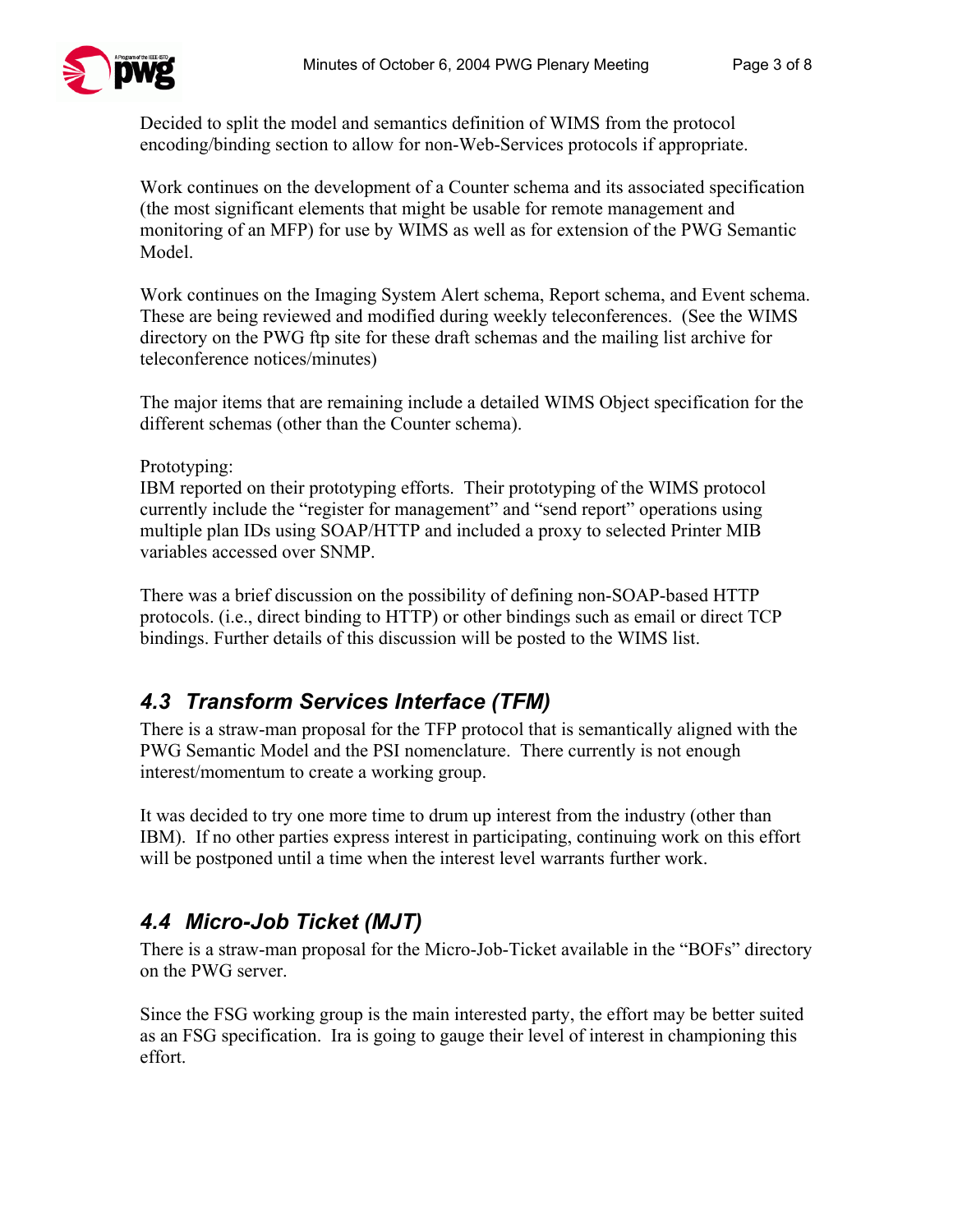Decided to split the model and semantics definition of WIMS from the protocol encoding/binding section to allow for non-Web-Services protocols if appropriate.

Work continues on the development of a Counter schema and its associated specification (the most significant elements that might be usable for remote management and monitoring of an MFP) for use by WIMS as well as for extension of the PWG Semantic Model.

Work continues on the Imaging System Alert schema, Report schema, and Event schema. These are being reviewed and modified during weekly teleconferences. (See the WIMS directory on the PWG ftp site for these draft schemas and the mailing list archive for teleconference notices/minutes)

The major items that are remaining include a detailed WIMS Object specification for the different schemas (other than the Counter schema).

Prototyping:
IBM reported on their prototyping efforts. Their prototyping of the WIMS protocol currently include the "register for management" and "send report" operations using multiple plan IDs using SOAP/HTTP and included a proxy to selected Printer MIB variables accessed over SNMP.

There was a brief discussion on the possibility of defining non-SOAP-based HTTP protocols. (i.e., direct binding to HTTP) or other bindings such as email or direct TCP bindings. Further details of this discussion will be posted to the WIMS list.

## *4.3 Transform Services Interface (TFM)*

There is a straw-man proposal for the TFP protocol that is semantically aligned with the PWG Semantic Model and the PSI nomenclature. There currently is not enough interest/momentum to create a working group.

It was decided to try one more time to drum up interest from the industry (other than IBM). If no other parties express interest in participating, continuing work on this effort will be postponed until a time when the interest level warrants further work.

## *4.4 Micro-Job Ticket (MJT)*

There is a straw-man proposal for the Micro-Job-Ticket available in the "BOFs" directory on the PWG server.

Since the FSG working group is the main interested party, the effort may be better suited as an FSG specification. Ira is going to gauge their level of interest in championing this effort.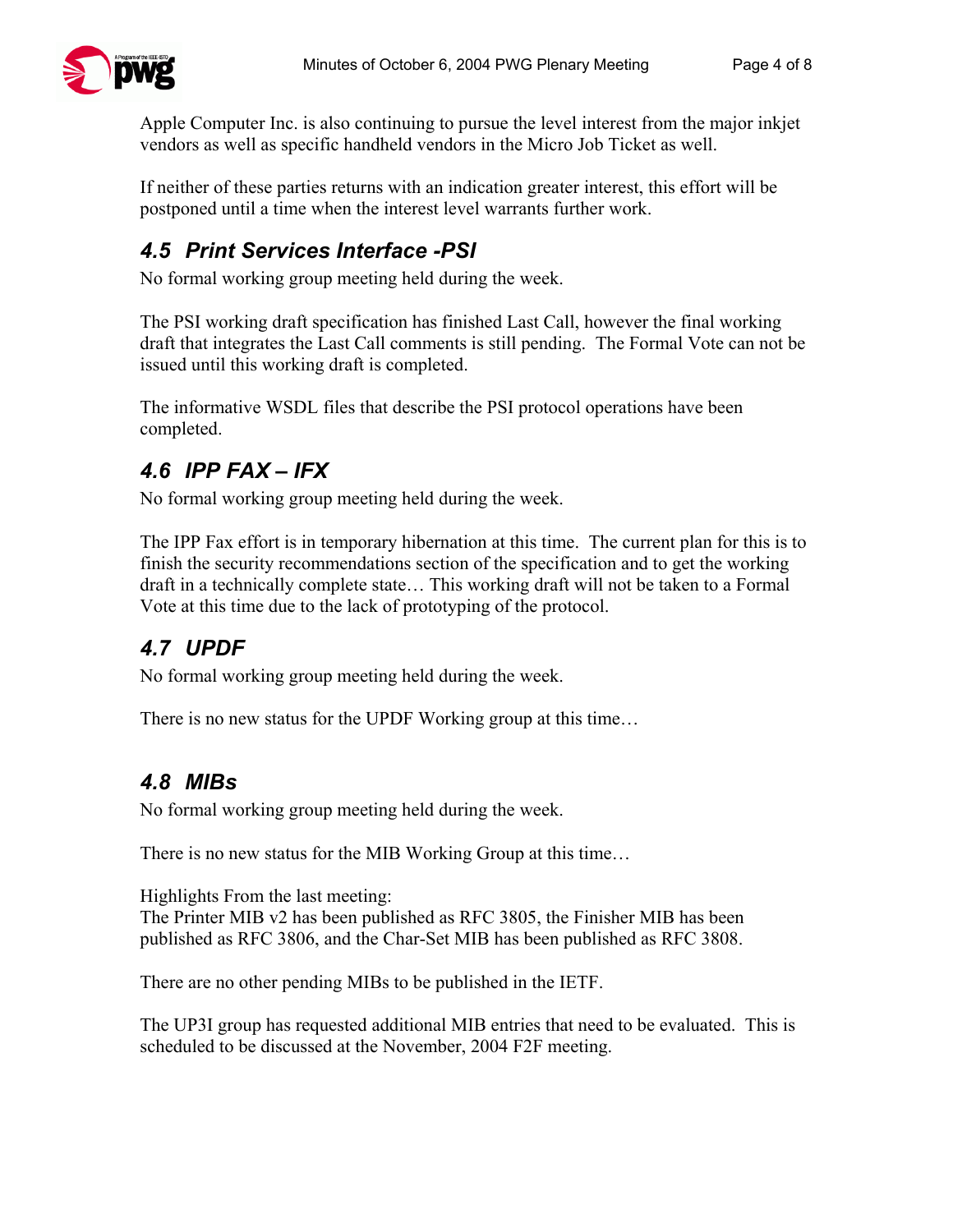Apple Computer Inc. is also continuing to pursue the level interest from the major inkjet vendors as well as specific handheld vendors in the Micro Job Ticket as well.

If neither of these parties returns with an indication greater interest, this effort will be postponed until a time when the interest level warrants further work.

### 4.5 Print Services Interface -PSI

No formal working group meeting held during the week.

The PSI working draft specification has finished Last Call, however the final working draft that integrates the Last Call comments is still pending. The Formal Vote can not be issued until this working draft is completed.

The informative WSDL files that describe the PSI protocol operations have been completed.

### 4.6 IPP FAX – IFX

No formal working group meeting held during the week.

The IPP Fax effort is in temporary hibernation at this time. The current plan for this is to finish the security recommendations section of the specification and to get the working draft in a technically complete state… This working draft will not be taken to a Formal Vote at this time due to the lack of prototyping of the protocol.

### 4.7 UPDF

No formal working group meeting held during the week.

There is no new status for the UPDF Working group at this time…

### 4.8 MIBs

No formal working group meeting held during the week.

There is no new status for the MIB Working Group at this time…

Highlights From the last meeting:
The Printer MIB v2 has been published as RFC 3805, the Finisher MIB has been published as RFC 3806, and the Char-Set MIB has been published as RFC 3808.

There are no other pending MIBs to be published in the IETF.

The UP3I group has requested additional MIB entries that need to be evaluated. This is scheduled to be discussed at the November, 2004 F2F meeting.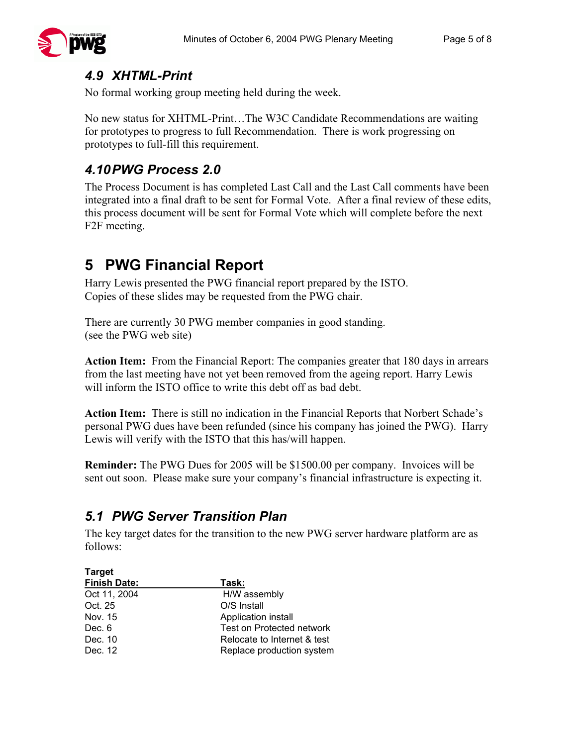### 4.9 XHTML-Print

No formal working group meeting held during the week.

No new status for XHTML-Print…The W3C Candidate Recommendations are waiting for prototypes to progress to full Recommendation. There is work progressing on prototypes to full-fill this requirement.

### 4.10 PWG Process 2.0

The Process Document is has completed Last Call and the Last Call comments have been integrated into a final draft to be sent for Formal Vote. After a final review of these edits, this process document will be sent for Formal Vote which will complete before the next F2F meeting.

## 5 PWG Financial Report

Harry Lewis presented the PWG financial report prepared by the ISTO.
Copies of these slides may be requested from the PWG chair.

There are currently 30 PWG member companies in good standing.
(see the PWG web site)

**Action Item:** From the Financial Report: The companies greater that 180 days in arrears from the last meeting have not yet been removed from the ageing report. Harry Lewis will inform the ISTO office to write this debt off as bad debt.

**Action Item:** There is still no indication in the Financial Reports that Norbert Schade's personal PWG dues have been refunded (since his company has joined the PWG). Harry Lewis will verify with the ISTO that this has/will happen.

**Reminder:** The PWG Dues for 2005 will be $1500.00 per company. Invoices will be sent out soon. Please make sure your company's financial infrastructure is expecting it.

### 5.1 PWG Server Transition Plan

The key target dates for the transition to the new PWG server hardware platform are as follows:

| Target Finish Date: | Task: |
|---|---|
| Oct 11, 2004 | H/W assembly |
| Oct. 25 | O/S Install |
| Nov. 15 | Application install |
| Dec. 6 | Test on Protected network |
| Dec. 10 | Relocate to Internet & test |
| Dec. 12 | Replace production system |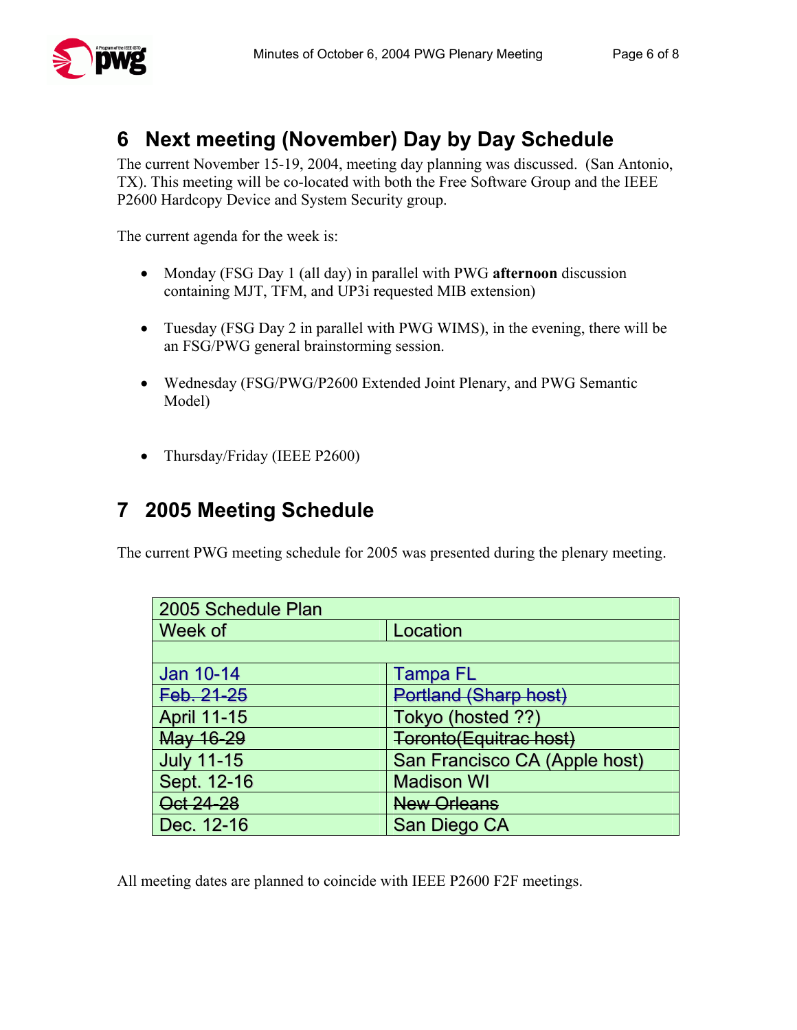## 6 Next meeting (November) Day by Day Schedule

The current November 15-19, 2004, meeting day planning was discussed. (San Antonio, TX). This meeting will be co-located with both the Free Software Group and the IEEE P2600 Hardcopy Device and System Security group.

The current agenda for the week is:

- Monday (FSG Day 1 (all day) in parallel with PWG **afternoon** discussion containing MJT, TFM, and UP3i requested MIB extension)
- Tuesday (FSG Day 2 in parallel with PWG WIMS), in the evening, there will be an FSG/PWG general brainstorming session.
- Wednesday (FSG/PWG/P2600 Extended Joint Plenary, and PWG Semantic Model)
- Thursday/Friday (IEEE P2600)

## 7 2005 Meeting Schedule

The current PWG meeting schedule for 2005 was presented during the plenary meeting.

| 2005 Schedule Plan | |
|---|---|
| Week of | Location |
| | |
| Jan 10-14 | Tampa FL |
| ~~Feb. 21-25~~ | ~~Portland (Sharp host)~~ |
| April 11-15 | Tokyo (hosted ??) |
| ~~May 16-29~~ | ~~Toronto(Equitrac host)~~ |
| July 11-15 | San Francisco CA (Apple host) |
| Sept. 12-16 | Madison WI |
| ~~Oct 24-28~~ | ~~New Orleans~~ |
| Dec. 12-16 | San Diego CA |

All meeting dates are planned to coincide with IEEE P2600 F2F meetings.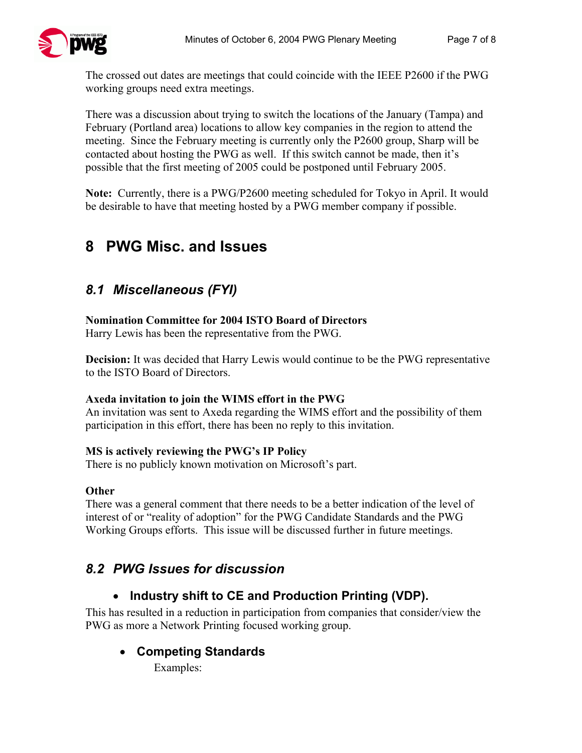The crossed out dates are meetings that could coincide with the IEEE P2600 if the PWG working groups need extra meetings.

There was a discussion about trying to switch the locations of the January (Tampa) and February (Portland area) locations to allow key companies in the region to attend the meeting. Since the February meeting is currently only the P2600 group, Sharp will be contacted about hosting the PWG as well. If this switch cannot be made, then it's possible that the first meeting of 2005 could be postponed until February 2005.

**Note:** Currently, there is a PWG/P2600 meeting scheduled for Tokyo in April. It would be desirable to have that meeting hosted by a PWG member company if possible.

# 8 PWG Misc. and Issues

## *8.1 Miscellaneous (FYI)*

**Nomination Committee for 2004 ISTO Board of Directors**
Harry Lewis has been the representative from the PWG.

**Decision:** It was decided that Harry Lewis would continue to be the PWG representative to the ISTO Board of Directors.

**Axeda invitation to join the WIMS effort in the PWG**
An invitation was sent to Axeda regarding the WIMS effort and the possibility of them participation in this effort, there has been no reply to this invitation.

**MS is actively reviewing the PWG's IP Policy**
There is no publicly known motivation on Microsoft's part.

**Other**
There was a general comment that there needs to be a better indication of the level of interest of or "reality of adoption" for the PWG Candidate Standards and the PWG Working Groups efforts. This issue will be discussed further in future meetings.

## *8.2 PWG Issues for discussion*

- **Industry shift to CE and Production Printing (VDP).**

This has resulted in a reduction in participation from companies that consider/view the PWG as more a Network Printing focused working group.

- **Competing Standards**

  Examples: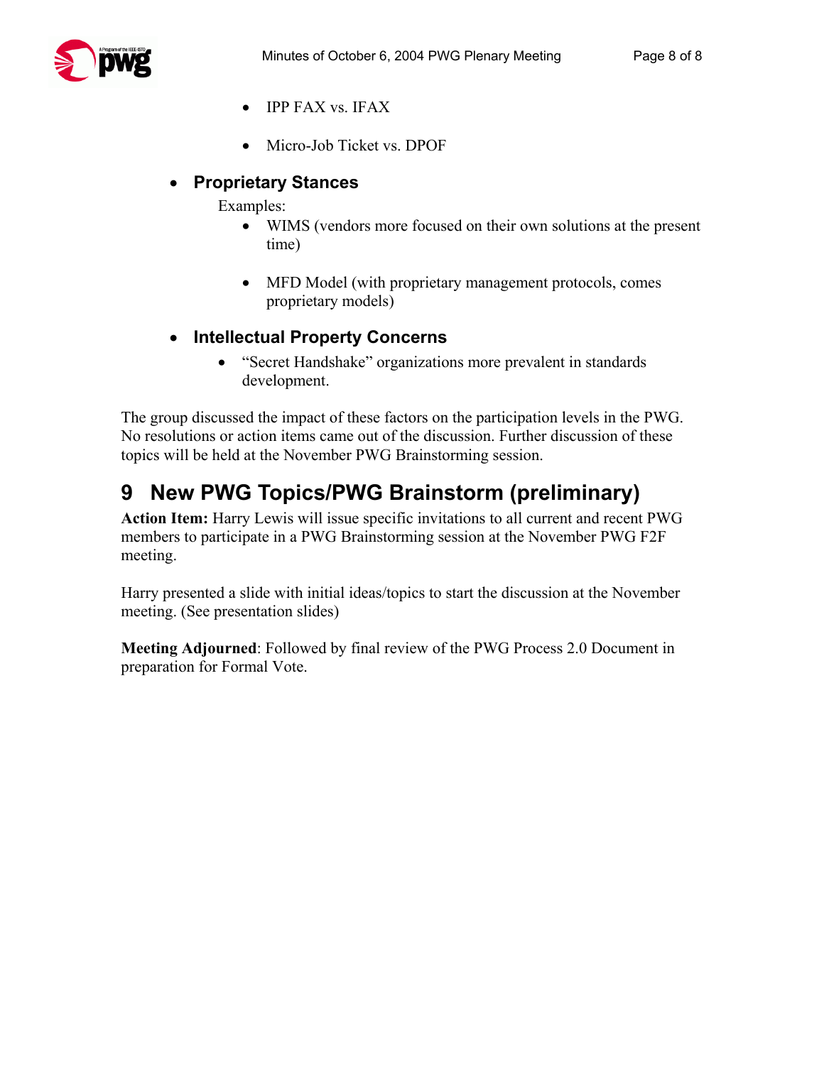- IPP FAX vs. IFAX

- Micro-Job Ticket vs. DPOF

- **Proprietary Stances**

  Examples:

  - WIMS (vendors more focused on their own solutions at the present time)

  - MFD Model (with proprietary management protocols, comes proprietary models)

- **Intellectual Property Concerns**
  - "Secret Handshake" organizations more prevalent in standards development.

The group discussed the impact of these factors on the participation levels in the PWG. No resolutions or action items came out of the discussion. Further discussion of these topics will be held at the November PWG Brainstorming session.

# 9 New PWG Topics/PWG Brainstorm (preliminary)

**Action Item:** Harry Lewis will issue specific invitations to all current and recent PWG members to participate in a PWG Brainstorming session at the November PWG F2F meeting.

Harry presented a slide with initial ideas/topics to start the discussion at the November meeting. (See presentation slides)

**Meeting Adjourned**: Followed by final review of the PWG Process 2.0 Document in preparation for Formal Vote.